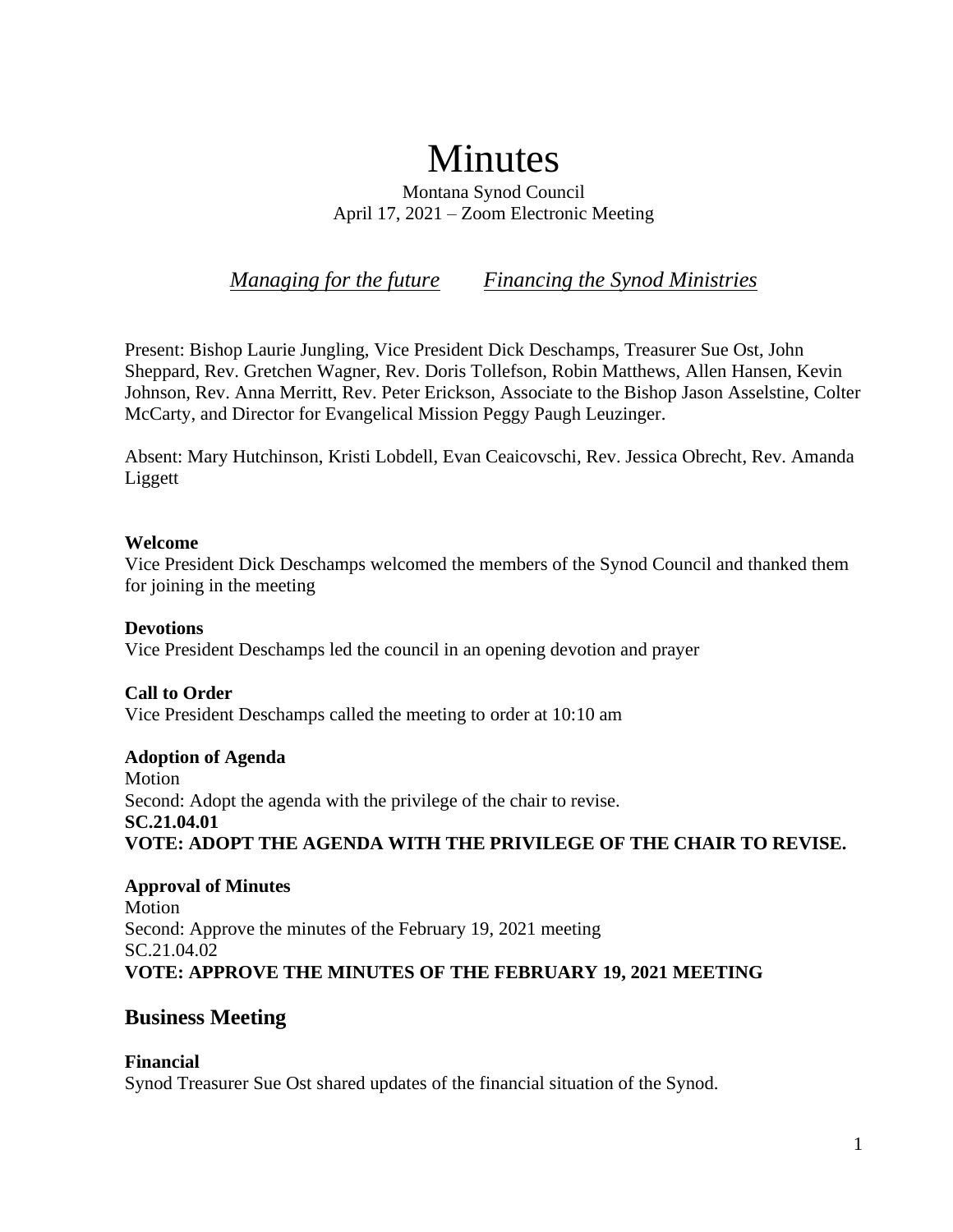# Minutes

Montana Synod Council
April 17, 2021 – Zoom Electronic Meeting

*Managing for the future* *Financing the Synod Ministries*

Present: Bishop Laurie Jungling, Vice President Dick Deschamps, Treasurer Sue Ost, John Sheppard, Rev. Gretchen Wagner, Rev. Doris Tollefson, Robin Matthews, Allen Hansen, Kevin Johnson, Rev. Anna Merritt, Rev. Peter Erickson, Associate to the Bishop Jason Asselstine, Colter McCarty, and Director for Evangelical Mission Peggy Paugh Leuzinger.

Absent: Mary Hutchinson, Kristi Lobdell, Evan Ceaicovschi, Rev. Jessica Obrecht, Rev. Amanda Liggett

**Welcome**
Vice President Dick Deschamps welcomed the members of the Synod Council and thanked them for joining in the meeting

**Devotions**
Vice President Deschamps led the council in an opening devotion and prayer

**Call to Order**
Vice President Deschamps called the meeting to order at 10:10 am

**Adoption of Agenda**
Motion
Second: Adopt the agenda with the privilege of the chair to revise.
**SC.21.04.01**
**VOTE: ADOPT THE AGENDA WITH THE PRIVILEGE OF THE CHAIR TO REVISE.**

**Approval of Minutes**
Motion
Second: Approve the minutes of the February 19, 2021 meeting
SC.21.04.02
**VOTE: APPROVE THE MINUTES OF THE FEBRUARY 19, 2021 MEETING**

## Business Meeting

**Financial**
Synod Treasurer Sue Ost shared updates of the financial situation of the Synod.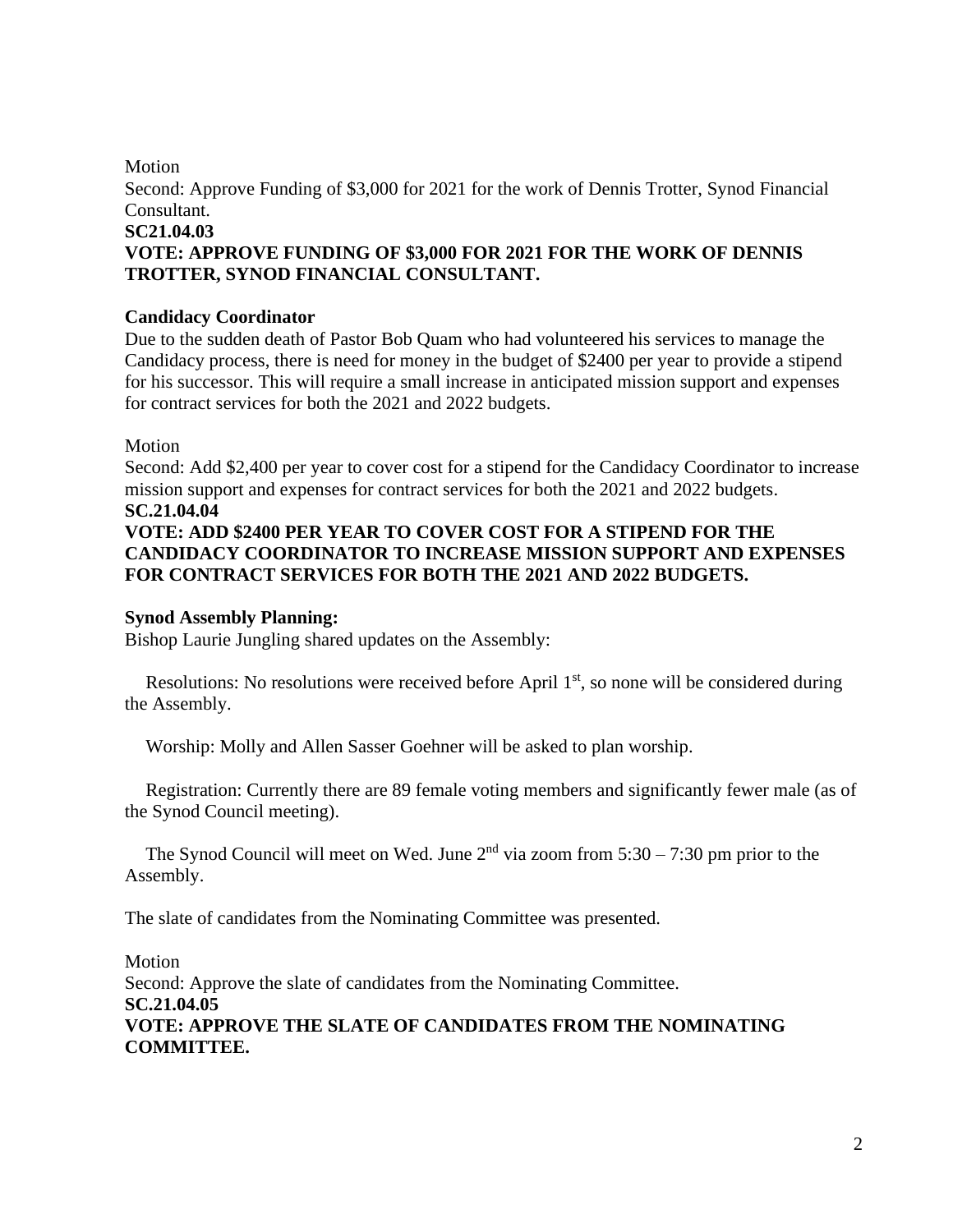Motion

Second: Approve Funding of $3,000 for 2021 for the work of Dennis Trotter, Synod Financial Consultant.

**SC21.04.03**

**VOTE: APPROVE FUNDING OF $3,000 FOR 2021 FOR THE WORK OF DENNIS TROTTER, SYNOD FINANCIAL CONSULTANT.**

**Candidacy Coordinator**

Due to the sudden death of Pastor Bob Quam who had volunteered his services to manage the Candidacy process, there is need for money in the budget of $2400 per year to provide a stipend for his successor. This will require a small increase in anticipated mission support and expenses for contract services for both the 2021 and 2022 budgets.

Motion

Second: Add $2,400 per year to cover cost for a stipend for the Candidacy Coordinator to increase mission support and expenses for contract services for both the 2021 and 2022 budgets.

**SC.21.04.04**

**VOTE: ADD $2400 PER YEAR TO COVER COST FOR A STIPEND FOR THE CANDIDACY COORDINATOR TO INCREASE MISSION SUPPORT AND EXPENSES FOR CONTRACT SERVICES FOR BOTH THE 2021 AND 2022 BUDGETS.**

**Synod Assembly Planning:**

Bishop Laurie Jungling shared updates on the Assembly:

Resolutions: No resolutions were received before April 1st, so none will be considered during the Assembly.

Worship: Molly and Allen Sasser Goehner will be asked to plan worship.

Registration: Currently there are 89 female voting members and significantly fewer male (as of the Synod Council meeting).

The Synod Council will meet on Wed. June 2nd via zoom from 5:30 – 7:30 pm prior to the Assembly.

The slate of candidates from the Nominating Committee was presented.

Motion

Second: Approve the slate of candidates from the Nominating Committee.

**SC.21.04.05**

**VOTE: APPROVE THE SLATE OF CANDIDATES FROM THE NOMINATING COMMITTEE.**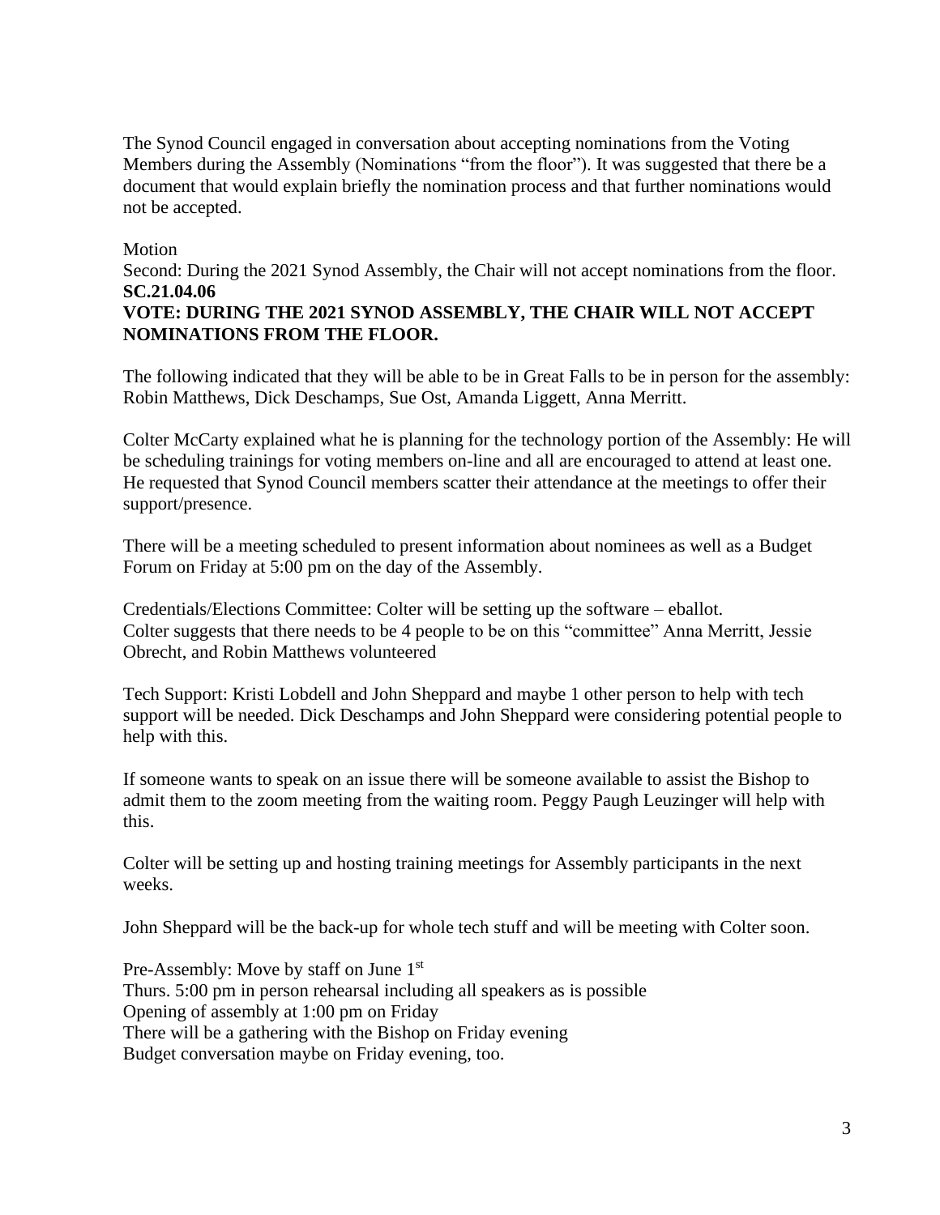The Synod Council engaged in conversation about accepting nominations from the Voting Members during the Assembly (Nominations "from the floor"). It was suggested that there be a document that would explain briefly the nomination process and that further nominations would not be accepted.

Motion

Second: During the 2021 Synod Assembly, the Chair will not accept nominations from the floor.

**SC.21.04.06**

**VOTE: DURING THE 2021 SYNOD ASSEMBLY, THE CHAIR WILL NOT ACCEPT NOMINATIONS FROM THE FLOOR.**

The following indicated that they will be able to be in Great Falls to be in person for the assembly: Robin Matthews, Dick Deschamps, Sue Ost, Amanda Liggett, Anna Merritt.

Colter McCarty explained what he is planning for the technology portion of the Assembly: He will be scheduling trainings for voting members on-line and all are encouraged to attend at least one. He requested that Synod Council members scatter their attendance at the meetings to offer their support/presence.

There will be a meeting scheduled to present information about nominees as well as a Budget Forum on Friday at 5:00 pm on the day of the Assembly.

Credentials/Elections Committee: Colter will be setting up the software – eballot.
Colter suggests that there needs to be 4 people to be on this "committee" Anna Merritt, Jessie Obrecht, and Robin Matthews volunteered

Tech Support: Kristi Lobdell and John Sheppard and maybe 1 other person to help with tech support will be needed. Dick Deschamps and John Sheppard were considering potential people to help with this.

If someone wants to speak on an issue there will be someone available to assist the Bishop to admit them to the zoom meeting from the waiting room. Peggy Paugh Leuzinger will help with this.

Colter will be setting up and hosting training meetings for Assembly participants in the next weeks.

John Sheppard will be the back-up for whole tech stuff and will be meeting with Colter soon.

Pre-Assembly: Move by staff on June 1st
Thurs. 5:00 pm in person rehearsal including all speakers as is possible
Opening of assembly at 1:00 pm on Friday
There will be a gathering with the Bishop on Friday evening
Budget conversation maybe on Friday evening, too.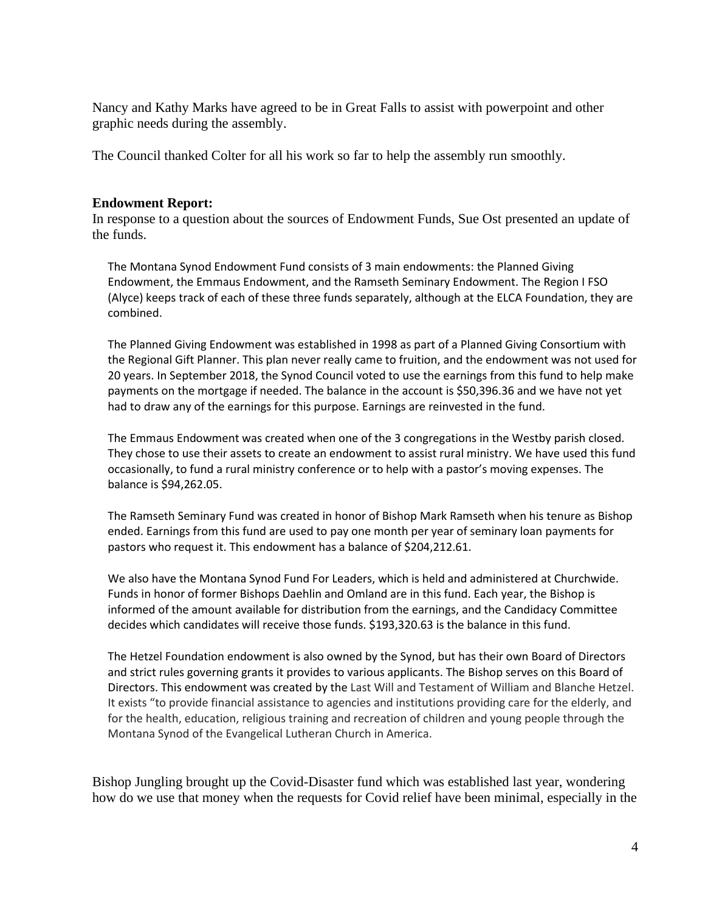Nancy and Kathy Marks have agreed to be in Great Falls to assist with powerpoint and other graphic needs during the assembly.

The Council thanked Colter for all his work so far to help the assembly run smoothly.

**Endowment Report:**
In response to a question about the sources of Endowment Funds, Sue Ost presented an update of the funds.

> The Montana Synod Endowment Fund consists of 3 main endowments: the Planned Giving Endowment, the Emmaus Endowment, and the Ramseth Seminary Endowment. The Region I FSO (Alyce) keeps track of each of these three funds separately, although at the ELCA Foundation, they are combined.
>
> The Planned Giving Endowment was established in 1998 as part of a Planned Giving Consortium with the Regional Gift Planner. This plan never really came to fruition, and the endowment was not used for 20 years. In September 2018, the Synod Council voted to use the earnings from this fund to help make payments on the mortgage if needed. The balance in the account is $50,396.36 and we have not yet had to draw any of the earnings for this purpose. Earnings are reinvested in the fund.
>
> The Emmaus Endowment was created when one of the 3 congregations in the Westby parish closed. They chose to use their assets to create an endowment to assist rural ministry. We have used this fund occasionally, to fund a rural ministry conference or to help with a pastor's moving expenses. The balance is $94,262.05.
>
> The Ramseth Seminary Fund was created in honor of Bishop Mark Ramseth when his tenure as Bishop ended. Earnings from this fund are used to pay one month per year of seminary loan payments for pastors who request it. This endowment has a balance of $204,212.61.
>
> We also have the Montana Synod Fund For Leaders, which is held and administered at Churchwide. Funds in honor of former Bishops Daehlin and Omland are in this fund. Each year, the Bishop is informed of the amount available for distribution from the earnings, and the Candidacy Committee decides which candidates will receive those funds. $193,320.63 is the balance in this fund.
>
> The Hetzel Foundation endowment is also owned by the Synod, but has their own Board of Directors and strict rules governing grants it provides to various applicants. The Bishop serves on this Board of Directors. This endowment was created by the Last Will and Testament of William and Blanche Hetzel. It exists "to provide financial assistance to agencies and institutions providing care for the elderly, and for the health, education, religious training and recreation of children and young people through the Montana Synod of the Evangelical Lutheran Church in America.

Bishop Jungling brought up the Covid-Disaster fund which was established last year, wondering how do we use that money when the requests for Covid relief have been minimal, especially in the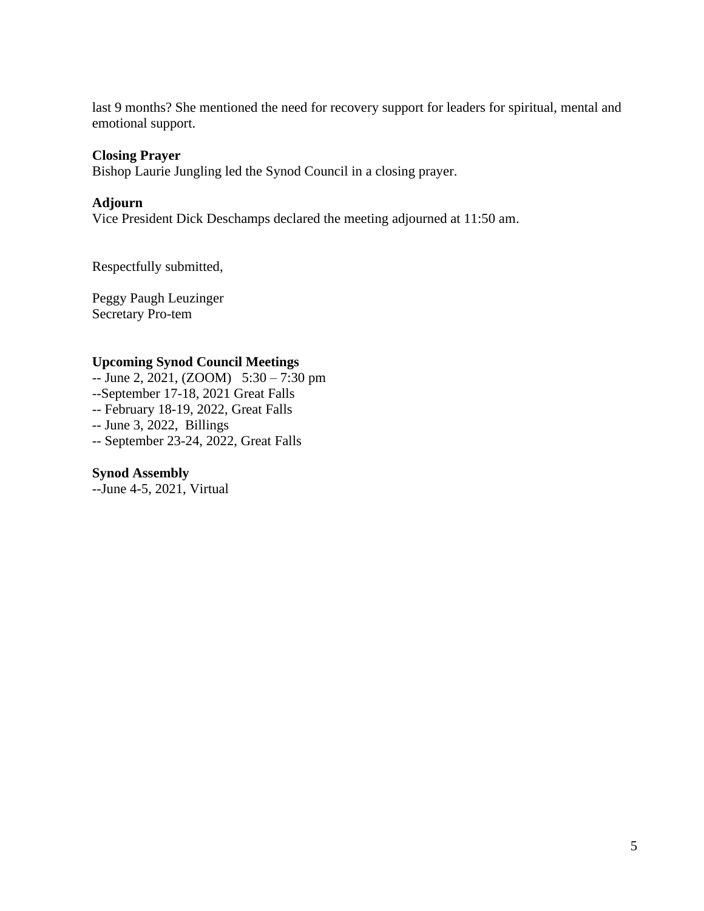last 9 months? She mentioned the need for recovery support for leaders for spiritual, mental and emotional support.

**Closing Prayer**
Bishop Laurie Jungling led the Synod Council in a closing prayer.

**Adjourn**
Vice President Dick Deschamps declared the meeting adjourned at 11:50 am.

Respectfully submitted,

Peggy Paugh Leuzinger
Secretary Pro-tem

**Upcoming Synod Council Meetings**
-- June 2, 2021, (ZOOM) 5:30 – 7:30 pm
--September 17-18, 2021 Great Falls
-- February 18-19, 2022, Great Falls
-- June 3, 2022, Billings
-- September 23-24, 2022, Great Falls

**Synod Assembly**
--June 4-5, 2021, Virtual